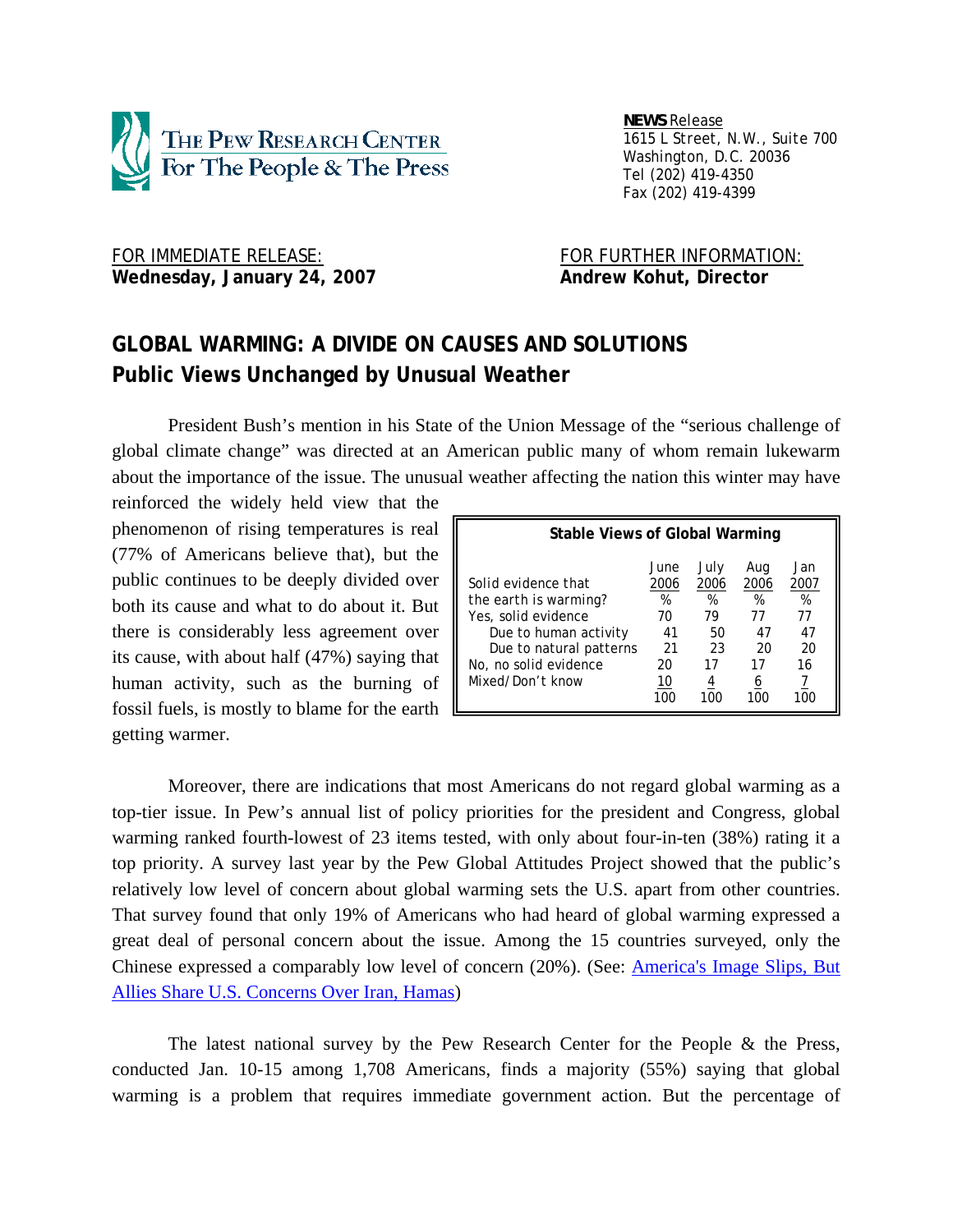**THE PEW RESEARCH CENTER For The People & The Press**

**NEWS** Release
1615 L Street, N.W., Suite 700
Washington, D.C. 20036
Tel (202) 419-4350
Fax (202) 419-4399

FOR IMMEDIATE RELEASE:
**Wednesday, January 24, 2007**

FOR FURTHER INFORMATION:
**Andrew Kohut, Director**

## GLOBAL WARMING: A DIVIDE ON CAUSES AND SOLUTIONS
## Public Views Unchanged by Unusual Weather

President Bush's mention in his State of the Union Message of the "serious challenge of global climate change" was directed at an American public many of whom remain lukewarm about the importance of the issue. The unusual weather affecting the nation this winter may have reinforced the widely held view that the phenomenon of rising temperatures is real (77% of Americans believe that), but the public continues to be deeply divided over both its cause and what to do about it. But there is considerably less agreement over its cause, with about half (47%) saying that human activity, such as the burning of fossil fuels, is mostly to blame for the earth getting warmer.

**Stable Views of Global Warming**

| Solid evidence that the earth is warming? | June 2006 | July 2006 | Aug 2006 | Jan 2007 |
|---|---|---|---|---|
| | % | % | % | % |
| Yes, solid evidence | 70 | 79 | 77 | 77 |
| Due to human activity | 41 | 50 | 47 | 47 |
| Due to natural patterns | 21 | 23 | 20 | 20 |
| No, no solid evidence | 20 | 17 | 17 | 16 |
| Mixed/Don't know | 10 | 4 | 6 | 7 |
| | 100 | 100 | 100 | 100 |

Moreover, there are indications that most Americans do not regard global warming as a top-tier issue. In Pew's annual list of policy priorities for the president and Congress, global warming ranked fourth-lowest of 23 items tested, with only about four-in-ten (38%) rating it a top priority. A survey last year by the Pew Global Attitudes Project showed that the public's relatively low level of concern about global warming sets the U.S. apart from other countries. That survey found that only 19% of Americans who had heard of global warming expressed a great deal of personal concern about the issue. Among the 15 countries surveyed, only the Chinese expressed a comparably low level of concern (20%). (See: America's Image Slips, But Allies Share U.S. Concerns Over Iran, Hamas)

The latest national survey by the Pew Research Center for the People & the Press, conducted Jan. 10-15 among 1,708 Americans, finds a majority (55%) saying that global warming is a problem that requires immediate government action. But the percentage of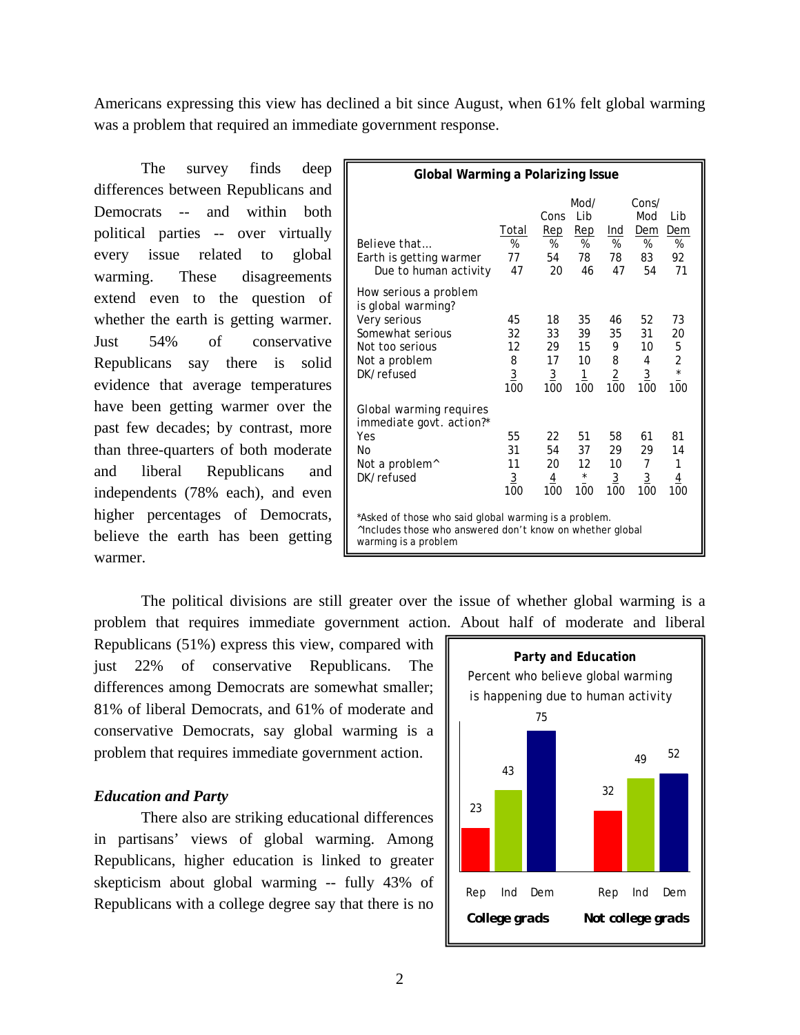Americans expressing this view has declined a bit since August, when 61% felt global warming was a problem that required an immediate government response.

The survey finds deep differences between Republicans and Democrats -- and within both political parties -- over virtually every issue related to global warming. These disagreements extend even to the question of whether the earth is getting warmer. Just 54% of conservative Republicans say there is solid evidence that average temperatures have been getting warmer over the past few decades; by contrast, more than three-quarters of both moderate and liberal Republicans and independents (78% each), and even higher percentages of Democrats, believe the earth has been getting warmer.

**Global Warming a Polarizing Issue**

| | Total | Cons Rep | Mod/ Lib Rep | Ind | Cons/ Mod Dem | Lib Dem |
|---|---|---|---|---|---|---|
| Believe that… | % | % | % | % | % | % |
| Earth is getting warmer | 77 | 54 | 78 | 78 | 83 | 92 |
| Due to human activity | 47 | 20 | 46 | 47 | 54 | 71 |
| **How serious a problem is global warming?** | | | | | | |
| Very serious | 45 | 18 | 35 | 46 | 52 | 73 |
| Somewhat serious | 32 | 33 | 39 | 35 | 31 | 20 |
| Not too serious | 12 | 29 | 15 | 9 | 10 | 5 |
| Not a problem | 8 | 17 | 10 | 8 | 4 | 2 |
| DK/refused | 3 | 3 | 1 | 2 | 3 | * |
| | 100 | 100 | 100 | 100 | 100 | 100 |
| **Global warming requires immediate govt. action?*** | | | | | | |
| Yes | 55 | 22 | 51 | 58 | 61 | 81 |
| No | 31 | 54 | 37 | 29 | 29 | 14 |
| Not a problem^ | 11 | 20 | 12 | 10 | 7 | 1 |
| DK/refused | 3 | 4 | * | 3 | 3 | 4 |
| | 100 | 100 | 100 | 100 | 100 | 100 |

*Asked of those who said global warming is a problem.
^Includes those who answered don't know on whether global warming is a problem

The political divisions are still greater over the issue of whether global warming is a problem that requires immediate government action. About half of moderate and liberal Republicans (51%) express this view, compared with just 22% of conservative Republicans. The differences among Democrats are somewhat smaller; 81% of liberal Democrats, and 61% of moderate and conservative Democrats, say global warming is a problem that requires immediate government action.

***Education and Party***

There also are striking educational differences in partisans' views of global warming. Among Republicans, higher education is linked to greater skepticism about global warming -- fully 43% of Republicans with a college degree say that there is no

**Party and Education**
Percent who believe global warming is happening due to human activity

| | Rep | Ind | Dem |
|---|---|---|---|
| College grads | 23 | 43 | 75 |
| Not college grads | 32 | 49 | 52 |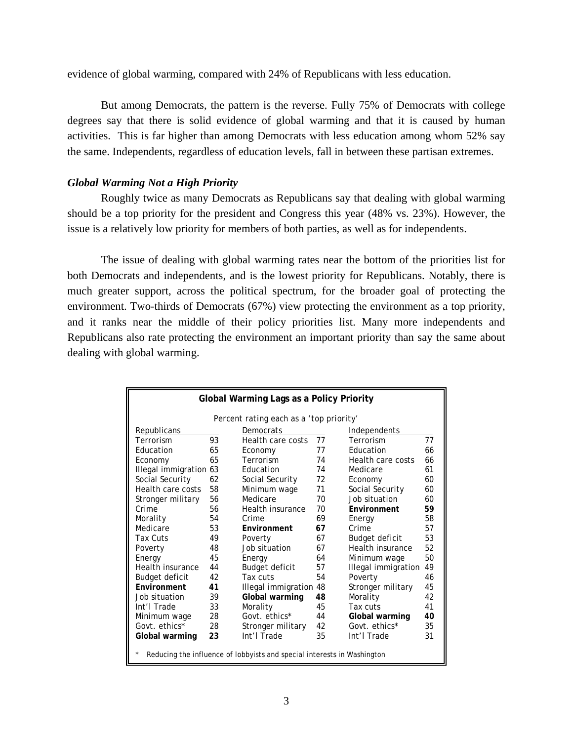evidence of global warming, compared with 24% of Republicans with less education.

But among Democrats, the pattern is the reverse. Fully 75% of Democrats with college degrees say that there is solid evidence of global warming and that it is caused by human activities. This is far higher than among Democrats with less education among whom 52% say the same. Independents, regardless of education levels, fall in between these partisan extremes.

### *Global Warming Not a High Priority*

Roughly twice as many Democrats as Republicans say that dealing with global warming should be a top priority for the president and Congress this year (48% vs. 23%). However, the issue is a relatively low priority for members of both parties, as well as for independents.

The issue of dealing with global warming rates near the bottom of the priorities list for both Democrats and independents, and is the lowest priority for Republicans. Notably, there is much greater support, across the political spectrum, for the broader goal of protecting the environment. Two-thirds of Democrats (67%) view protecting the environment as a top priority, and it ranks near the middle of their policy priorities list. Many more independents and Republicans also rate protecting the environment an important priority than say the same about dealing with global warming.

**Global Warming Lags as a Policy Priority**

Percent rating each as a 'top priority'

| Republicans | | Democrats | | Independents | |
|---|---|---|---|---|---|
| Terrorism | 93 | Health care costs | 77 | Terrorism | 77 |
| Education | 65 | Economy | 77 | Education | 66 |
| Economy | 65 | Terrorism | 74 | Health care costs | 66 |
| Illegal immigration | 63 | Education | 74 | Medicare | 61 |
| Social Security | 62 | Social Security | 72 | Economy | 60 |
| Health care costs | 58 | Minimum wage | 71 | Social Security | 60 |
| Stronger military | 56 | Medicare | 70 | Job situation | 60 |
| Crime | 56 | Health insurance | 70 | **Environment** | **59** |
| Morality | 54 | Crime | 69 | Energy | 58 |
| Medicare | 53 | **Environment** | **67** | Crime | 57 |
| Tax Cuts | 49 | Poverty | 67 | Budget deficit | 53 |
| Poverty | 48 | Job situation | 67 | Health insurance | 52 |
| Energy | 45 | Energy | 64 | Minimum wage | 50 |
| Health insurance | 44 | Budget deficit | 57 | Illegal immigration | 49 |
| Budget deficit | 42 | Tax cuts | 54 | Poverty | 46 |
| **Environment** | **41** | Illegal immigration | 48 | Stronger military | 45 |
| Job situation | 39 | **Global warming** | **48** | Morality | 42 |
| Int'l Trade | 33 | Morality | 45 | Tax cuts | 41 |
| Minimum wage | 28 | Govt. ethics* | 44 | **Global warming** | **40** |
| Govt. ethics* | 28 | Stronger military | 42 | Govt. ethics* | 35 |
| **Global warming** | **23** | Int'l Trade | 35 | Int'l Trade | 31 |

\* Reducing the influence of lobbyists and special interests in Washington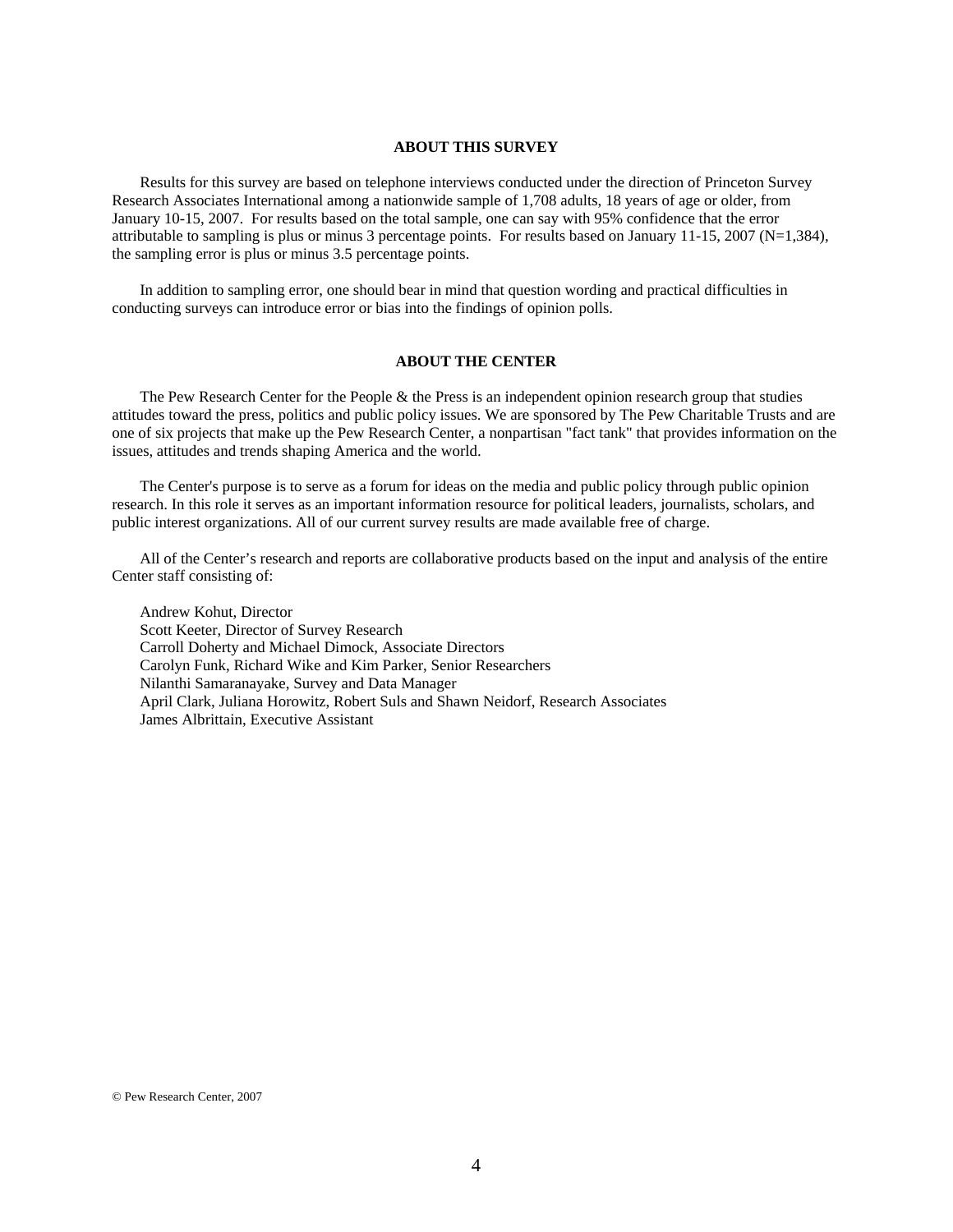## ABOUT THIS SURVEY

Results for this survey are based on telephone interviews conducted under the direction of Princeton Survey Research Associates International among a nationwide sample of 1,708 adults, 18 years of age or older, from January 10-15, 2007. For results based on the total sample, one can say with 95% confidence that the error attributable to sampling is plus or minus 3 percentage points. For results based on January 11-15, 2007 (N=1,384), the sampling error is plus or minus 3.5 percentage points.

In addition to sampling error, one should bear in mind that question wording and practical difficulties in conducting surveys can introduce error or bias into the findings of opinion polls.

## ABOUT THE CENTER

The Pew Research Center for the People & the Press is an independent opinion research group that studies attitudes toward the press, politics and public policy issues. We are sponsored by The Pew Charitable Trusts and are one of six projects that make up the Pew Research Center, a nonpartisan "fact tank" that provides information on the issues, attitudes and trends shaping America and the world.

The Center's purpose is to serve as a forum for ideas on the media and public policy through public opinion research. In this role it serves as an important information resource for political leaders, journalists, scholars, and public interest organizations. All of our current survey results are made available free of charge.

All of the Center's research and reports are collaborative products based on the input and analysis of the entire Center staff consisting of:

Andrew Kohut, Director
Scott Keeter, Director of Survey Research
Carroll Doherty and Michael Dimock, Associate Directors
Carolyn Funk, Richard Wike and Kim Parker, Senior Researchers
Nilanthi Samaranayake, Survey and Data Manager
April Clark, Juliana Horowitz, Robert Suls and Shawn Neidorf, Research Associates
James Albrittain, Executive Assistant

© Pew Research Center, 2007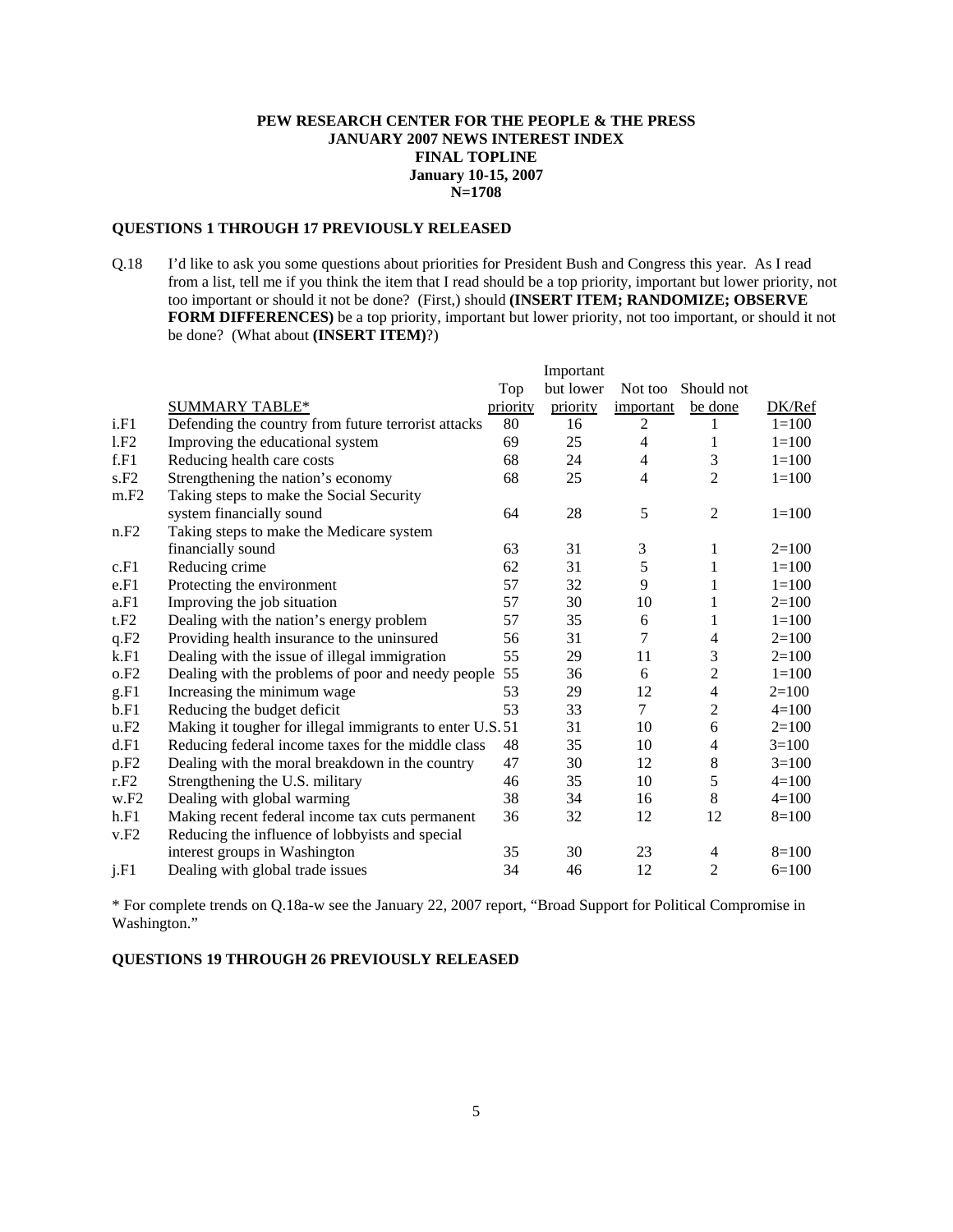**PEW RESEARCH CENTER FOR THE PEOPLE & THE PRESS**
**JANUARY 2007 NEWS INTEREST INDEX**
**FINAL TOPLINE**
**January 10-15, 2007**
**N=1708**

**QUESTIONS 1 THROUGH 17 PREVIOUSLY RELEASED**

Q.18 I'd like to ask you some questions about priorities for President Bush and Congress this year. As I read from a list, tell me if you think the item that I read should be a top priority, important but lower priority, not too important or should it not be done? (First,) should **(INSERT ITEM; RANDOMIZE; OBSERVE FORM DIFFERENCES)** be a top priority, important but lower priority, not too important, or should it not be done? (What about **(INSERT ITEM)**?)

| | SUMMARY TABLE* | Top priority | Important but lower priority | Not too important | Should not be done | DK/Ref |
|---|---|---|---|---|---|---|
| i.F1 | Defending the country from future terrorist attacks | 80 | 16 | 2 | 1 | 1=100 |
| l.F2 | Improving the educational system | 69 | 25 | 4 | 1 | 1=100 |
| f.F1 | Reducing health care costs | 68 | 24 | 4 | 3 | 1=100 |
| s.F2 | Strengthening the nation's economy | 68 | 25 | 4 | 2 | 1=100 |
| m.F2 | Taking steps to make the Social Security system financially sound | 64 | 28 | 5 | 2 | 1=100 |
| n.F2 | Taking steps to make the Medicare system financially sound | 63 | 31 | 3 | 1 | 2=100 |
| c.F1 | Reducing crime | 62 | 31 | 5 | 1 | 1=100 |
| e.F1 | Protecting the environment | 57 | 32 | 9 | 1 | 1=100 |
| a.F1 | Improving the job situation | 57 | 30 | 10 | 1 | 2=100 |
| t.F2 | Dealing with the nation's energy problem | 57 | 35 | 6 | 1 | 1=100 |
| q.F2 | Providing health insurance to the uninsured | 56 | 31 | 7 | 4 | 2=100 |
| k.F1 | Dealing with the issue of illegal immigration | 55 | 29 | 11 | 3 | 2=100 |
| o.F2 | Dealing with the problems of poor and needy people | 55 | 36 | 6 | 2 | 1=100 |
| g.F1 | Increasing the minimum wage | 53 | 29 | 12 | 4 | 2=100 |
| b.F1 | Reducing the budget deficit | 53 | 33 | 7 | 2 | 4=100 |
| u.F2 | Making it tougher for illegal immigrants to enter U.S. | 51 | 31 | 10 | 6 | 2=100 |
| d.F1 | Reducing federal income taxes for the middle class | 48 | 35 | 10 | 4 | 3=100 |
| p.F2 | Dealing with the moral breakdown in the country | 47 | 30 | 12 | 8 | 3=100 |
| r.F2 | Strengthening the U.S. military | 46 | 35 | 10 | 5 | 4=100 |
| w.F2 | Dealing with global warming | 38 | 34 | 16 | 8 | 4=100 |
| h.F1 | Making recent federal income tax cuts permanent | 36 | 32 | 12 | 12 | 8=100 |
| v.F2 | Reducing the influence of lobbyists and special interest groups in Washington | 35 | 30 | 23 | 4 | 8=100 |
| j.F1 | Dealing with global trade issues | 34 | 46 | 12 | 2 | 6=100 |

* For complete trends on Q.18a-w see the January 22, 2007 report, "Broad Support for Political Compromise in Washington."

**QUESTIONS 19 THROUGH 26 PREVIOUSLY RELEASED**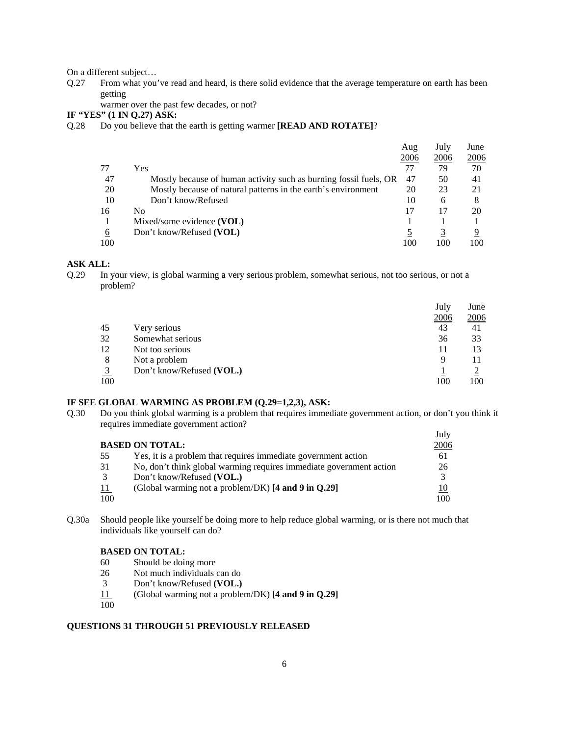On a different subject…

Q.27 From what you've read and heard, is there solid evidence that the average temperature on earth has been getting warmer over the past few decades, or not?

**IF "YES" (1 IN Q.27) ASK:**

Q.28 Do you believe that the earth is getting warmer **[READ AND ROTATE]**?

| | | Aug 2006 | July 2006 | June 2006 |
|---|---|---|---|---|
| 77 | Yes | 77 | 79 | 70 |
| 47 | Mostly because of human activity such as burning fossil fuels, OR | 47 | 50 | 41 |
| 20 | Mostly because of natural patterns in the earth's environment | 20 | 23 | 21 |
| 10 | Don't know/Refused | 10 | 6 | 8 |
| 16 | No | 17 | 17 | 20 |
| 1 | Mixed/some evidence **(VOL)** | 1 | 1 | 1 |
| 6 | Don't know/Refused **(VOL)** | 5 | 3 | 9 |
| 100 | | 100 | 100 | 100 |

**ASK ALL:**

Q.29 In your view, is global warming a very serious problem, somewhat serious, not too serious, or not a problem?

| | | July 2006 | June 2006 |
|---|---|---|---|
| 45 | Very serious | 43 | 41 |
| 32 | Somewhat serious | 36 | 33 |
| 12 | Not too serious | 11 | 13 |
| 8 | Not a problem | 9 | 11 |
| 3 | Don't know/Refused **(VOL.)** | 1 | 2 |
| 100 | | 100 | 100 |

**IF SEE GLOBAL WARMING AS PROBLEM (Q.29=1,2,3), ASK:**

Q.30 Do you think global warming is a problem that requires immediate government action, or don't you think it requires immediate government action?

| **BASED ON TOTAL:** | | July 2006 |
|---|---|---|
| 55 | Yes, it is a problem that requires immediate government action | 61 |
| 31 | No, don't think global warming requires immediate government action | 26 |
| 3 | Don't know/Refused **(VOL.)** | 3 |
| 11 | (Global warming not a problem/DK) **[4 and 9 in Q.29]** | 10 |
| 100 | | 100 |

Q.30a Should people like yourself be doing more to help reduce global warming, or is there not much that individuals like yourself can do?

| **BASED ON TOTAL:** | |
|---|---|
| 60 | Should be doing more |
| 26 | Not much individuals can do |
| 3 | Don't know/Refused **(VOL.)** |
| 11 | (Global warming not a problem/DK) **[4 and 9 in Q.29]** |
| 100 | |

**QUESTIONS 31 THROUGH 51 PREVIOUSLY RELEASED**